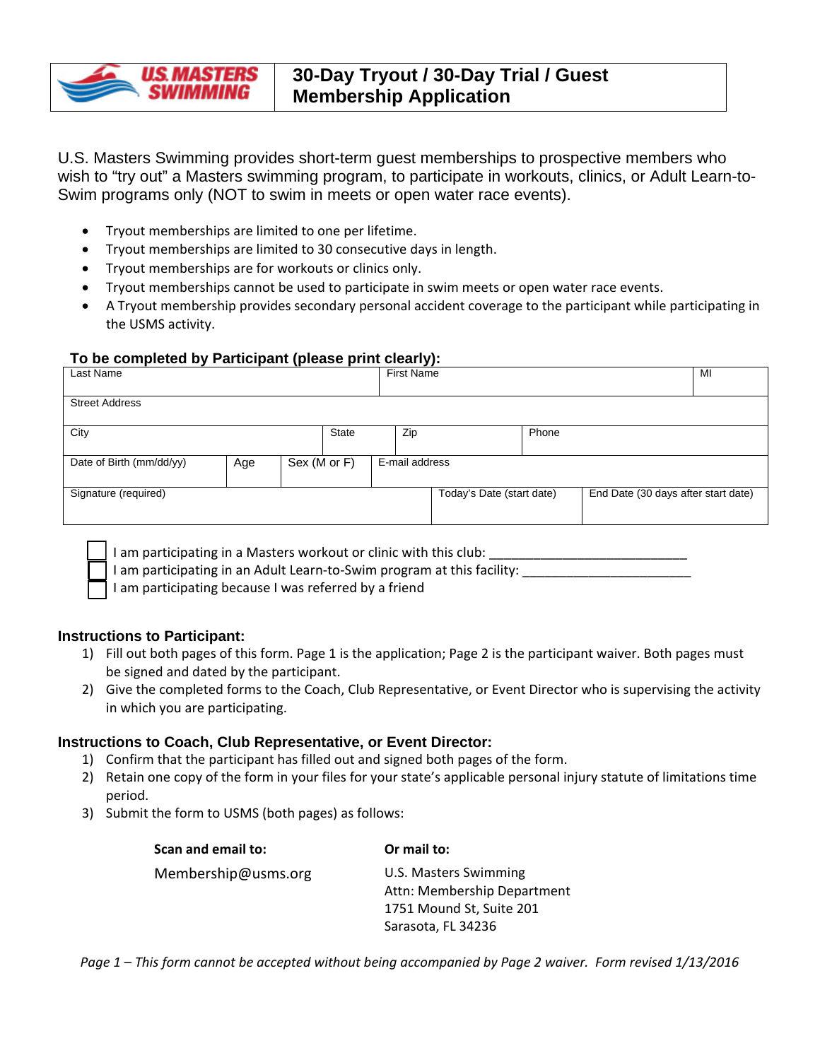# U.S. MASTERS SWIMMING

# 30-Day Tryout / 30-Day Trial / Guest Membership Application

U.S. Masters Swimming provides short-term guest memberships to prospective members who wish to "try out" a Masters swimming program, to participate in workouts, clinics, or Adult Learn-to-Swim programs only (NOT to swim in meets or open water race events).

- Tryout memberships are limited to one per lifetime.
- Tryout memberships are limited to 30 consecutive days in length.
- Tryout memberships are for workouts or clinics only.
- Tryout memberships cannot be used to participate in swim meets or open water race events.
- A Tryout membership provides secondary personal accident coverage to the participant while participating in the USMS activity.

### To be completed by Participant (please print clearly):

| Last Name | | | First Name | | MI |
|---|---|---|---|---|---|
| Street Address | | | | | |
| City | State | | Zip | Phone | |
| Date of Birth (mm/dd/yy) | Age | Sex (M or F) | E-mail address | | |
| Signature (required) | | | Today's Date (start date) | End Date (30 days after start date) | |

- [ ] I am participating in a Masters workout or clinic with this club: ___________________________
- [ ] I am participating in an Adult Learn-to-Swim program at this facility: _______________________
- [ ] I am participating because I was referred by a friend

### Instructions to Participant:

1) Fill out both pages of this form. Page 1 is the application; Page 2 is the participant waiver. Both pages must be signed and dated by the participant.
2) Give the completed forms to the Coach, Club Representative, or Event Director who is supervising the activity in which you are participating.

### Instructions to Coach, Club Representative, or Event Director:

1) Confirm that the participant has filled out and signed both pages of the form.
2) Retain one copy of the form in your files for your state's applicable personal injury statute of limitations time period.
3) Submit the form to USMS (both pages) as follows:

| **Scan and email to:** | **Or mail to:** |
|---|---|
| Membership@usms.org | U.S. Masters Swimming<br>Attn: Membership Department<br>1751 Mound St, Suite 201<br>Sarasota, FL 34236 |

*Page 1 – This form cannot be accepted without being accompanied by Page 2 waiver. Form revised 1/13/2016*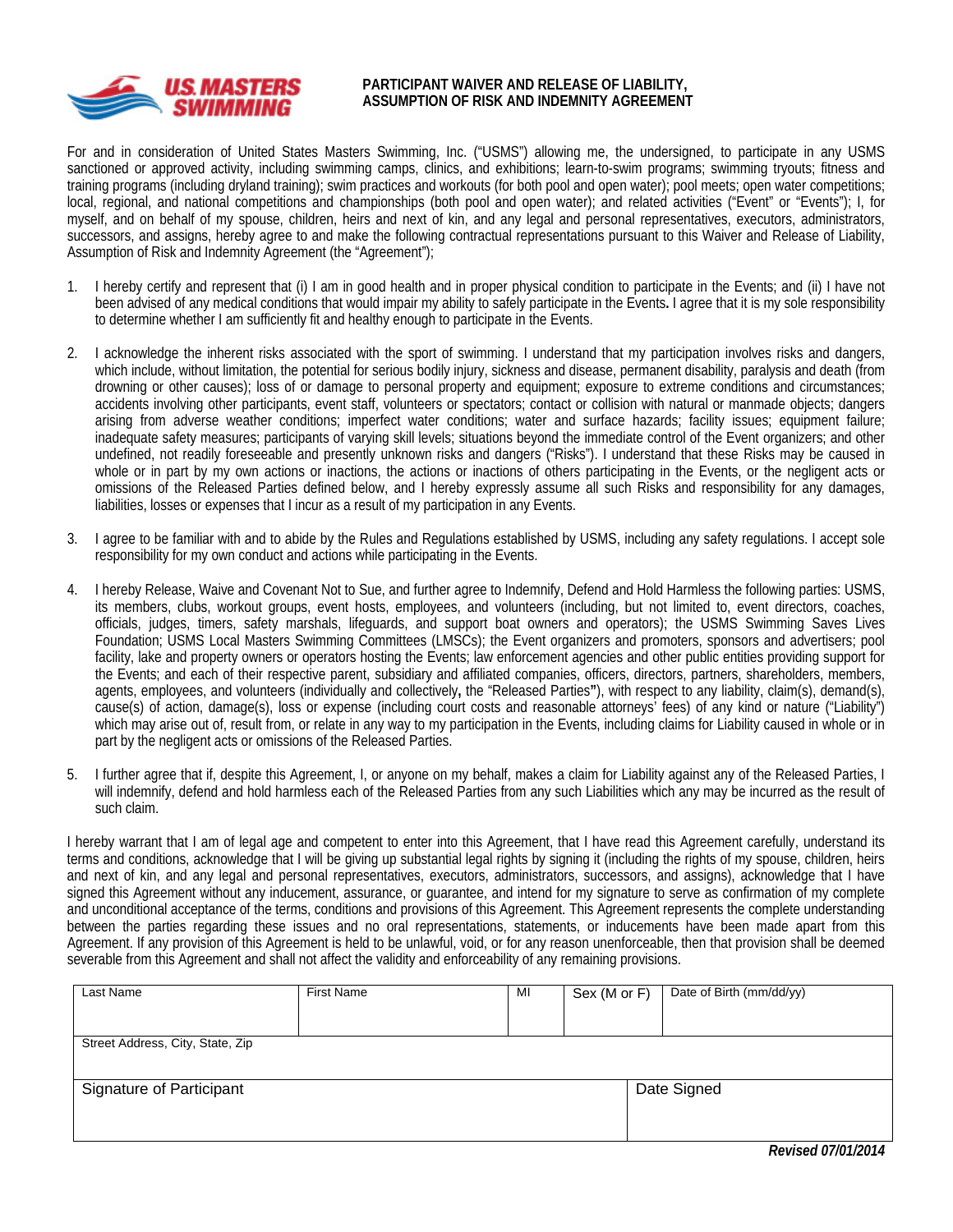U.S. MASTERS SWIMMING

# PARTICIPANT WAIVER AND RELEASE OF LIABILITY, ASSUMPTION OF RISK AND INDEMNITY AGREEMENT

For and in consideration of United States Masters Swimming, Inc. ("USMS") allowing me, the undersigned, to participate in any USMS sanctioned or approved activity, including swimming camps, clinics, and exhibitions; learn-to-swim programs; swimming tryouts; fitness and training programs (including dryland training); swim practices and workouts (for both pool and open water); pool meets; open water competitions; local, regional, and national competitions and championships (both pool and open water); and related activities ("Event" or "Events"); I, for myself, and on behalf of my spouse, children, heirs and next of kin, and any legal and personal representatives, executors, administrators, successors, and assigns, hereby agree to and make the following contractual representations pursuant to this Waiver and Release of Liability, Assumption of Risk and Indemnity Agreement (the "Agreement");

1. I hereby certify and represent that (i) I am in good health and in proper physical condition to participate in the Events; and (ii) I have not been advised of any medical conditions that would impair my ability to safely participate in the Events. I agree that it is my sole responsibility to determine whether I am sufficiently fit and healthy enough to participate in the Events.

2. I acknowledge the inherent risks associated with the sport of swimming. I understand that my participation involves risks and dangers, which include, without limitation, the potential for serious bodily injury, sickness and disease, permanent disability, paralysis and death (from drowning or other causes); loss of or damage to personal property and equipment; exposure to extreme conditions and circumstances; accidents involving other participants, event staff, volunteers or spectators; contact or collision with natural or manmade objects; dangers arising from adverse weather conditions; imperfect water conditions; water and surface hazards; facility issues; equipment failure; inadequate safety measures; participants of varying skill levels; situations beyond the immediate control of the Event organizers; and other undefined, not readily foreseeable and presently unknown risks and dangers ("Risks"). I understand that these Risks may be caused in whole or in part by my own actions or inactions, the actions or inactions of others participating in the Events, or the negligent acts or omissions of the Released Parties defined below, and I hereby expressly assume all such Risks and responsibility for any damages, liabilities, losses or expenses that I incur as a result of my participation in any Events.

3. I agree to be familiar with and to abide by the Rules and Regulations established by USMS, including any safety regulations. I accept sole responsibility for my own conduct and actions while participating in the Events.

4. I hereby Release, Waive and Covenant Not to Sue, and further agree to Indemnify, Defend and Hold Harmless the following parties: USMS, its members, clubs, workout groups, event hosts, employees, and volunteers (including, but not limited to, event directors, coaches, officials, judges, timers, safety marshals, lifeguards, and support boat owners and operators); the USMS Swimming Saves Lives Foundation; USMS Local Masters Swimming Committees (LMSCs); the Event organizers and promoters, sponsors and advertisers; pool facility, lake and property owners or operators hosting the Events; law enforcement agencies and other public entities providing support for the Events; and each of their respective parent, subsidiary and affiliated companies, officers, directors, partners, shareholders, members, agents, employees, and volunteers (individually and collectively, the "Released Parties"), with respect to any liability, claim(s), demand(s), cause(s) of action, damage(s), loss or expense (including court costs and reasonable attorneys' fees) of any kind or nature ("Liability") which may arise out of, result from, or relate in any way to my participation in the Events, including claims for Liability caused in whole or in part by the negligent acts or omissions of the Released Parties.

5. I further agree that if, despite this Agreement, I, or anyone on my behalf, makes a claim for Liability against any of the Released Parties, I will indemnify, defend and hold harmless each of the Released Parties from any such Liabilities which any may be incurred as the result of such claim.

I hereby warrant that I am of legal age and competent to enter into this Agreement, that I have read this Agreement carefully, understand its terms and conditions, acknowledge that I will be giving up substantial legal rights by signing it (including the rights of my spouse, children, heirs and next of kin, and any legal and personal representatives, executors, administrators, successors, and assigns), acknowledge that I have signed this Agreement without any inducement, assurance, or guarantee, and intend for my signature to serve as confirmation of my complete and unconditional acceptance of the terms, conditions and provisions of this Agreement. This Agreement represents the complete understanding between the parties regarding these issues and no oral representations, statements, or inducements have been made apart from this Agreement. If any provision of this Agreement is held to be unlawful, void, or for any reason unenforceable, then that provision shall be deemed severable from this Agreement and shall not affect the validity and enforceability of any remaining provisions.

| Last Name | First Name | MI | Sex (M or F) | Date of Birth (mm/dd/yy) |
|---|---|---|---|---|
| | | | | |
| Street Address, City, State, Zip | | | | |
| Signature of Participant | | | | Date Signed |

*Revised 07/01/2014*